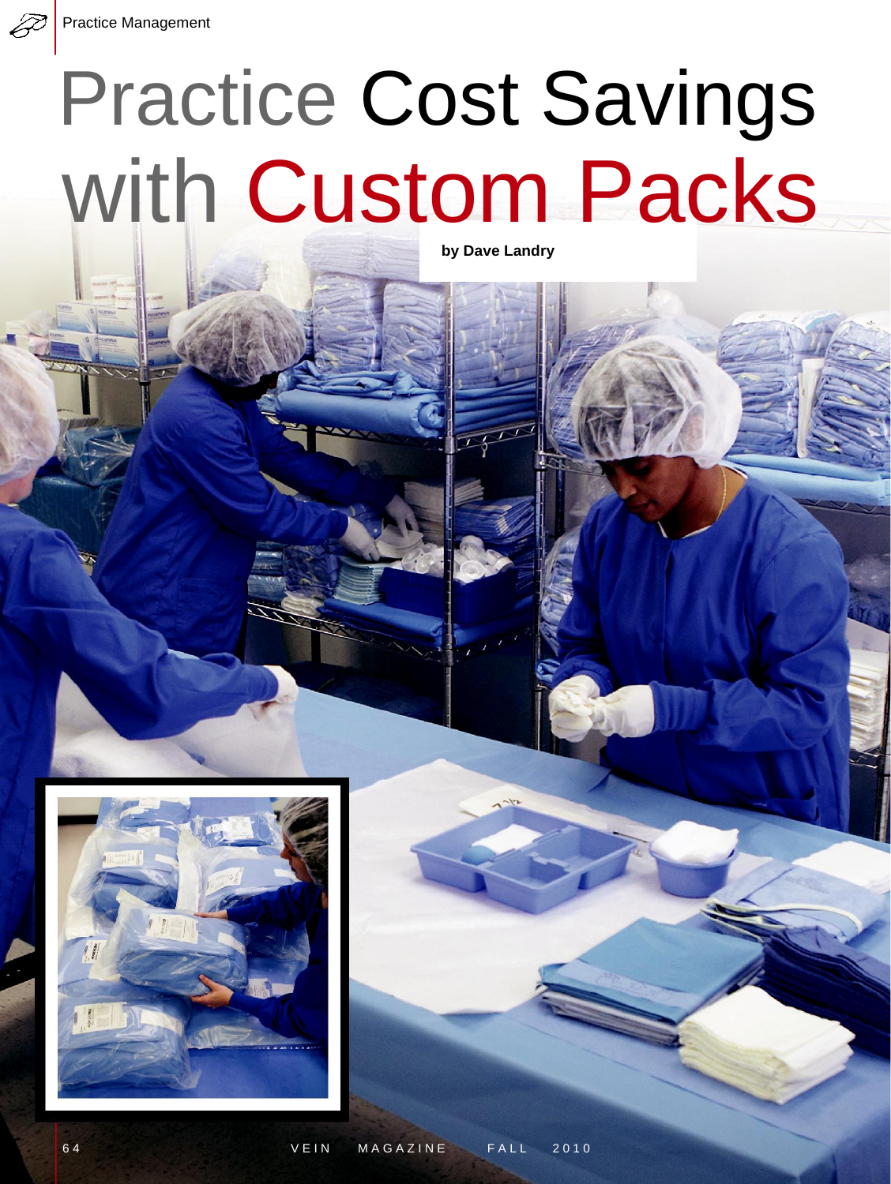# Practice Cost Savings with Custom Packs

**by Dave Landry**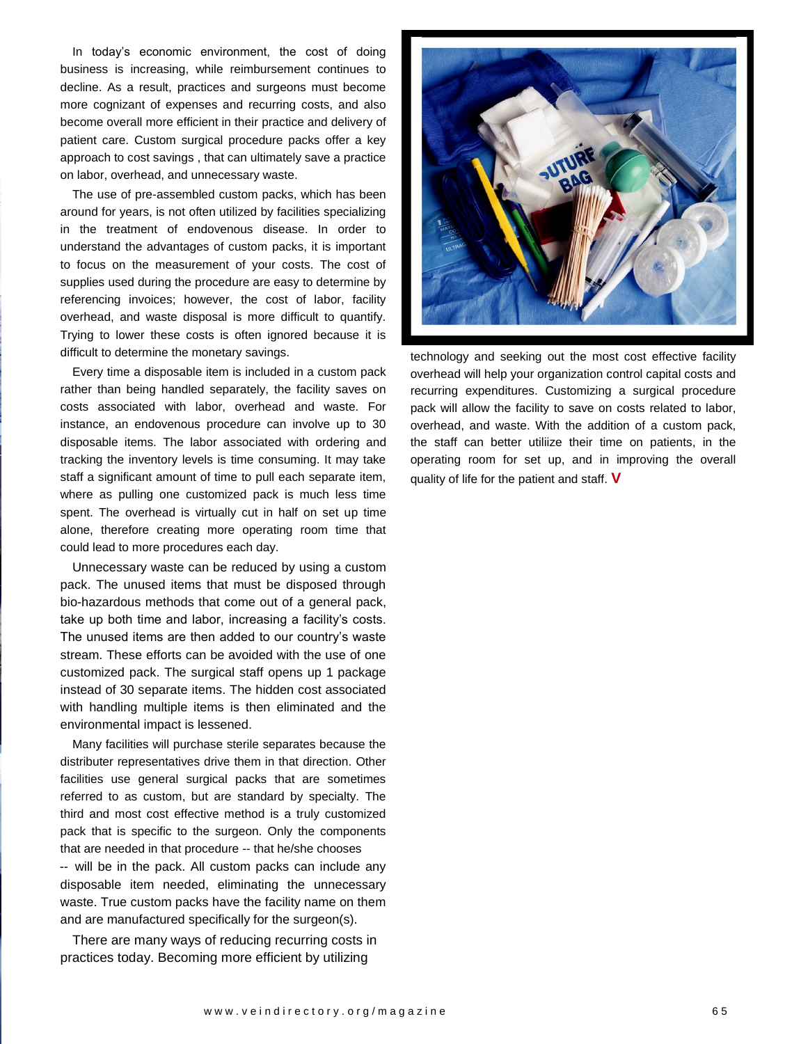In today's economic environment, the cost of doing business is increasing, while reimbursement continues to decline. As a result, practices and surgeons must become more cognizant of expenses and recurring costs, and also become overall more efficient in their practice and delivery of patient care. Custom surgical procedure packs offer a key approach to cost savings , that can ultimately save a practice on labor, overhead, and unnecessary waste.

The use of pre-assembled custom packs, which has been around for years, is not often utilized by facilities specializing in the treatment of endovenous disease. In order to understand the advantages of custom packs, it is important to focus on the measurement of your costs. The cost of supplies used during the procedure are easy to determine by referencing invoices; however, the cost of labor, facility overhead, and waste disposal is more difficult to quantify. Trying to lower these costs is often ignored because it is difficult to determine the monetary savings.

Every time a disposable item is included in a custom pack rather than being handled separately, the facility saves on costs associated with labor, overhead and waste. For instance, an endovenous procedure can involve up to 30 disposable items. The labor associated with ordering and tracking the inventory levels is time consuming. It may take staff a significant amount of time to pull each separate item, where as pulling one customized pack is much less time spent. The overhead is virtually cut in half on set up time alone, therefore creating more operating room time that could lead to more procedures each day.

Unnecessary waste can be reduced by using a custom pack. The unused items that must be disposed through bio-hazardous methods that come out of a general pack, take up both time and labor, increasing a facility's costs. The unused items are then added to our country's waste stream. These efforts can be avoided with the use of one customized pack. The surgical staff opens up 1 package instead of 30 separate items. The hidden cost associated with handling multiple items is then eliminated and the environmental impact is lessened.

Many facilities will purchase sterile separates because the distributer representatives drive them in that direction. Other facilities use general surgical packs that are sometimes referred to as custom, but are standard by specialty. The third and most cost effective method is a truly customized pack that is specific to the surgeon. Only the components that are needed in that procedure -- that he/she chooses -- will be in the pack. All custom packs can include any disposable item needed, eliminating the unnecessary waste. True custom packs have the facility name on them and are manufactured specifically for the surgeon(s).

There are many ways of reducing recurring costs in practices today. Becoming more efficient by utilizing technology and seeking out the most cost effective facility overhead will help your organization control capital costs and recurring expenditures. Customizing a surgical procedure pack will allow the facility to save on costs related to labor, overhead, and waste. With the addition of a custom pack, the staff can better utiliize their time on patients, in the operating room for set up, and in improving the overall quality of life for the patient and staff. **V**